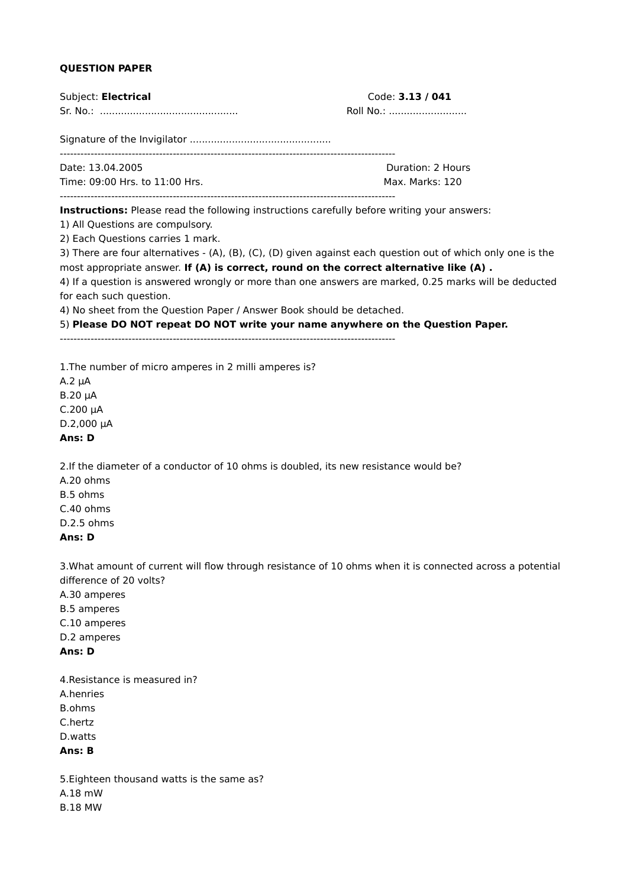**QUESTION PAPER**

Subject: **Electrical** Code: **3.13 / 041**

Sr. No.: .............................................. Roll No.: ..........................

Signature of the Invigilator ..............................................

---

Date: 13.04.2005 Duration: 2 Hours

Time: 09:00 Hrs. to 11:00 Hrs. Max. Marks: 120

---

**Instructions:** Please read the following instructions carefully before writing your answers:

1) All Questions are compulsory.

2) Each Questions carries 1 mark.

3) There are four alternatives - (A), (B), (C), (D) given against each question out of which only one is the most appropriate answer. **If (A) is correct, round on the correct alternative like (A) .**

4) If a question is answered wrongly or more than one answers are marked, 0.25 marks will be deducted for each such question.

4) No sheet from the Question Paper / Answer Book should be detached.

5) **Please DO NOT repeat DO NOT write your name anywhere on the Question Paper.**

---

1.The number of micro amperes in 2 milli amperes is?

A.2 μA

B.20 μA

C.200 μA

D.2,000 μA

**Ans: D**

2.If the diameter of a conductor of 10 ohms is doubled, its new resistance would be?

A.20 ohms

B.5 ohms

C.40 ohms

D.2.5 ohms

**Ans: D**

3.What amount of current will flow through resistance of 10 ohms when it is connected across a potential difference of 20 volts?

A.30 amperes

B.5 amperes

C.10 amperes

D.2 amperes

**Ans: D**

4.Resistance is measured in?

A.henries

B.ohms

C.hertz

D.watts

**Ans: B**

5.Eighteen thousand watts is the same as?

A.18 mW

B.18 MW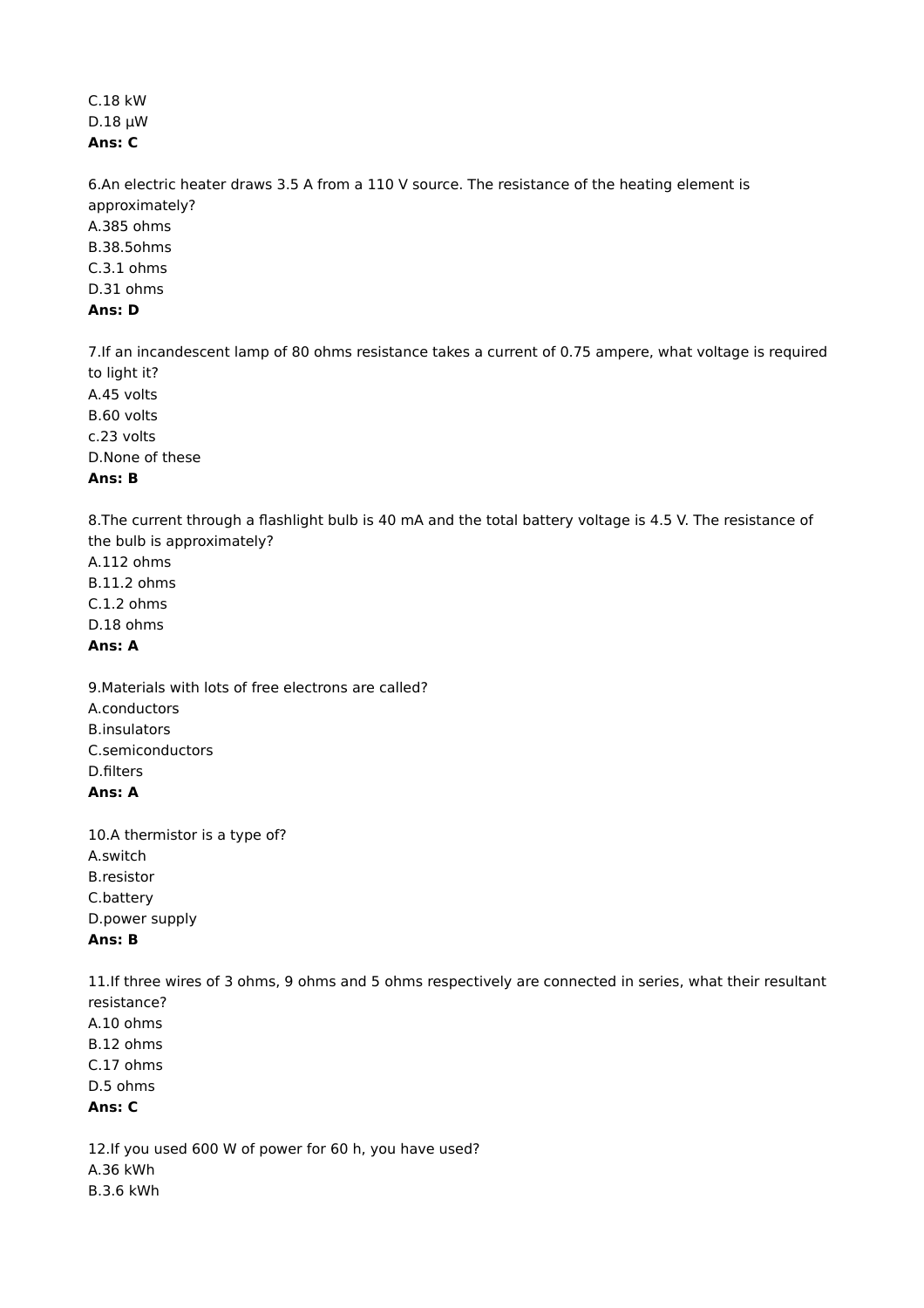C.18 kW
D.18 μW
**Ans: C**

6.An electric heater draws 3.5 A from a 110 V source. The resistance of the heating element is approximately?
A.385 ohms
B.38.5ohms
C.3.1 ohms
D.31 ohms
**Ans: D**

7.If an incandescent lamp of 80 ohms resistance takes a current of 0.75 ampere, what voltage is required to light it?
A.45 volts
B.60 volts
c.23 volts
D.None of these
**Ans: B**

8.The current through a flashlight bulb is 40 mA and the total battery voltage is 4.5 V. The resistance of the bulb is approximately?
A.112 ohms
B.11.2 ohms
C.1.2 ohms
D.18 ohms
**Ans: A**

9.Materials with lots of free electrons are called?
A.conductors
B.insulators
C.semiconductors
D.filters
**Ans: A**

10.A thermistor is a type of?
A.switch
B.resistor
C.battery
D.power supply
**Ans: B**

11.If three wires of 3 ohms, 9 ohms and 5 ohms respectively are connected in series, what their resultant resistance?
A.10 ohms
B.12 ohms
C.17 ohms
D.5 ohms
**Ans: C**

12.If you used 600 W of power for 60 h, you have used?
A.36 kWh
B.3.6 kWh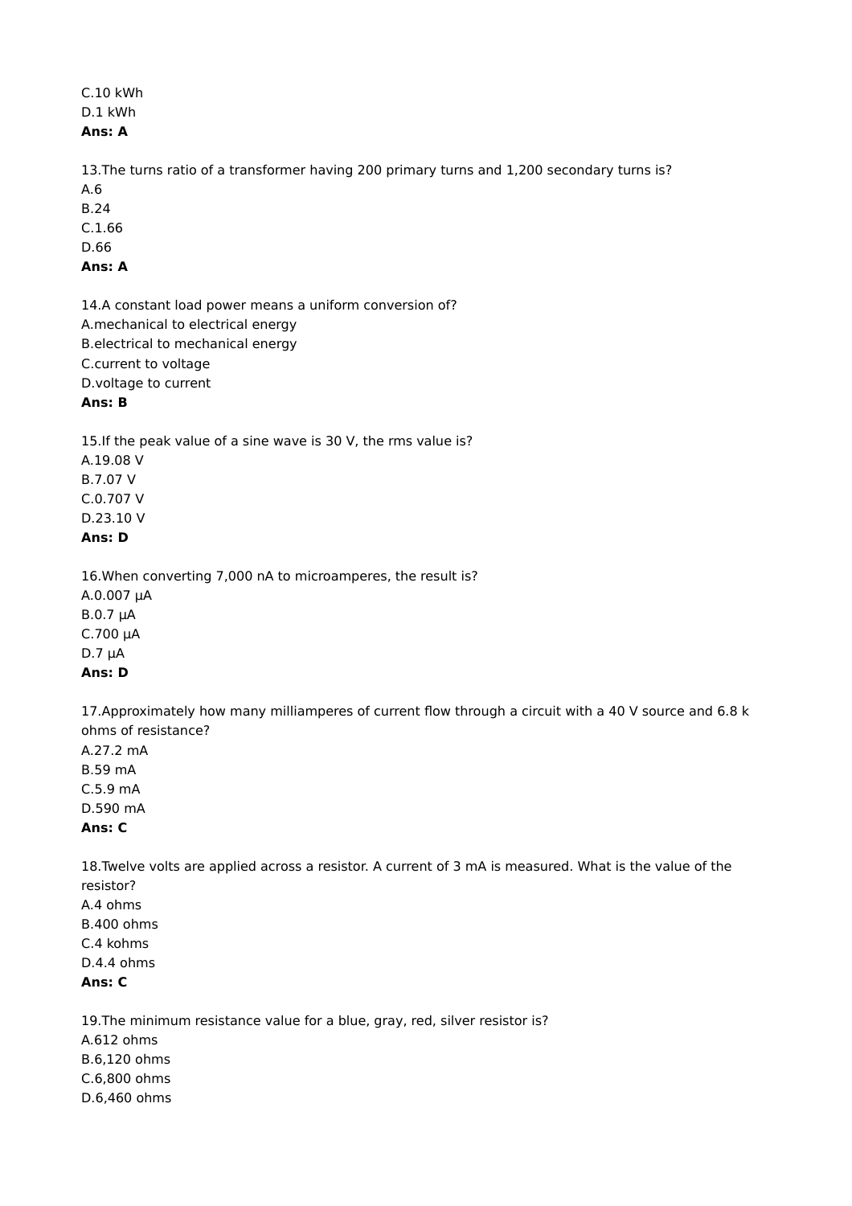C.10 kWh
D.1 kWh
**Ans: A**

13.The turns ratio of a transformer having 200 primary turns and 1,200 secondary turns is?
A.6
B.24
C.1.66
D.66
**Ans: A**

14.A constant load power means a uniform conversion of?
A.mechanical to electrical energy
B.electrical to mechanical energy
C.current to voltage
D.voltage to current
**Ans: B**

15.If the peak value of a sine wave is 30 V, the rms value is?
A.19.08 V
B.7.07 V
C.0.707 V
D.23.10 V
**Ans: D**

16.When converting 7,000 nA to microamperes, the result is?
A.0.007 μA
B.0.7 μA
C.700 μA
D.7 μA
**Ans: D**

17.Approximately how many milliamperes of current flow through a circuit with a 40 V source and 6.8 k ohms of resistance?
A.27.2 mA
B.59 mA
C.5.9 mA
D.590 mA
**Ans: C**

18.Twelve volts are applied across a resistor. A current of 3 mA is measured. What is the value of the resistor?
A.4 ohms
B.400 ohms
C.4 kohms
D.4.4 ohms
**Ans: C**

19.The minimum resistance value for a blue, gray, red, silver resistor is?
A.612 ohms
B.6,120 ohms
C.6,800 ohms
D.6,460 ohms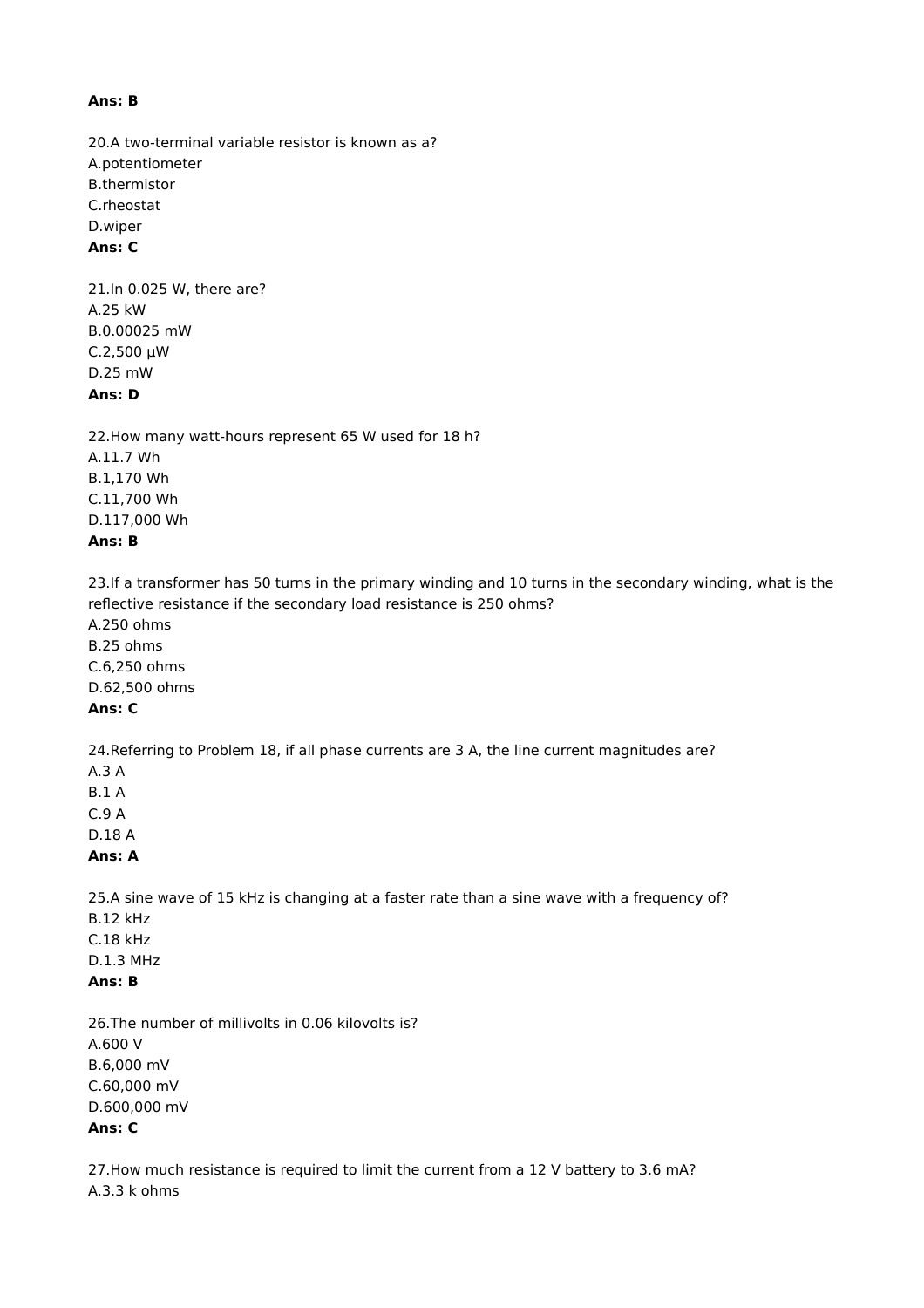**Ans: B**

20.A two-terminal variable resistor is known as a?
A.potentiometer
B.thermistor
C.rheostat
D.wiper
**Ans: C**

21.In 0.025 W, there are?
A.25 kW
B.0.00025 mW
C.2,500 µW
D.25 mW
**Ans: D**

22.How many watt-hours represent 65 W used for 18 h?
A.11.7 Wh
B.1,170 Wh
C.11,700 Wh
D.117,000 Wh
**Ans: B**

23.If a transformer has 50 turns in the primary winding and 10 turns in the secondary winding, what is the reflective resistance if the secondary load resistance is 250 ohms?
A.250 ohms
B.25 ohms
C.6,250 ohms
D.62,500 ohms
**Ans: C**

24.Referring to Problem 18, if all phase currents are 3 A, the line current magnitudes are?
A.3 A
B.1 A
C.9 A
D.18 A
**Ans: A**

25.A sine wave of 15 kHz is changing at a faster rate than a sine wave with a frequency of?
B.12 kHz
C.18 kHz
D.1.3 MHz
**Ans: B**

26.The number of millivolts in 0.06 kilovolts is?
A.600 V
B.6,000 mV
C.60,000 mV
D.600,000 mV
**Ans: C**

27.How much resistance is required to limit the current from a 12 V battery to 3.6 mA?
A.3.3 k ohms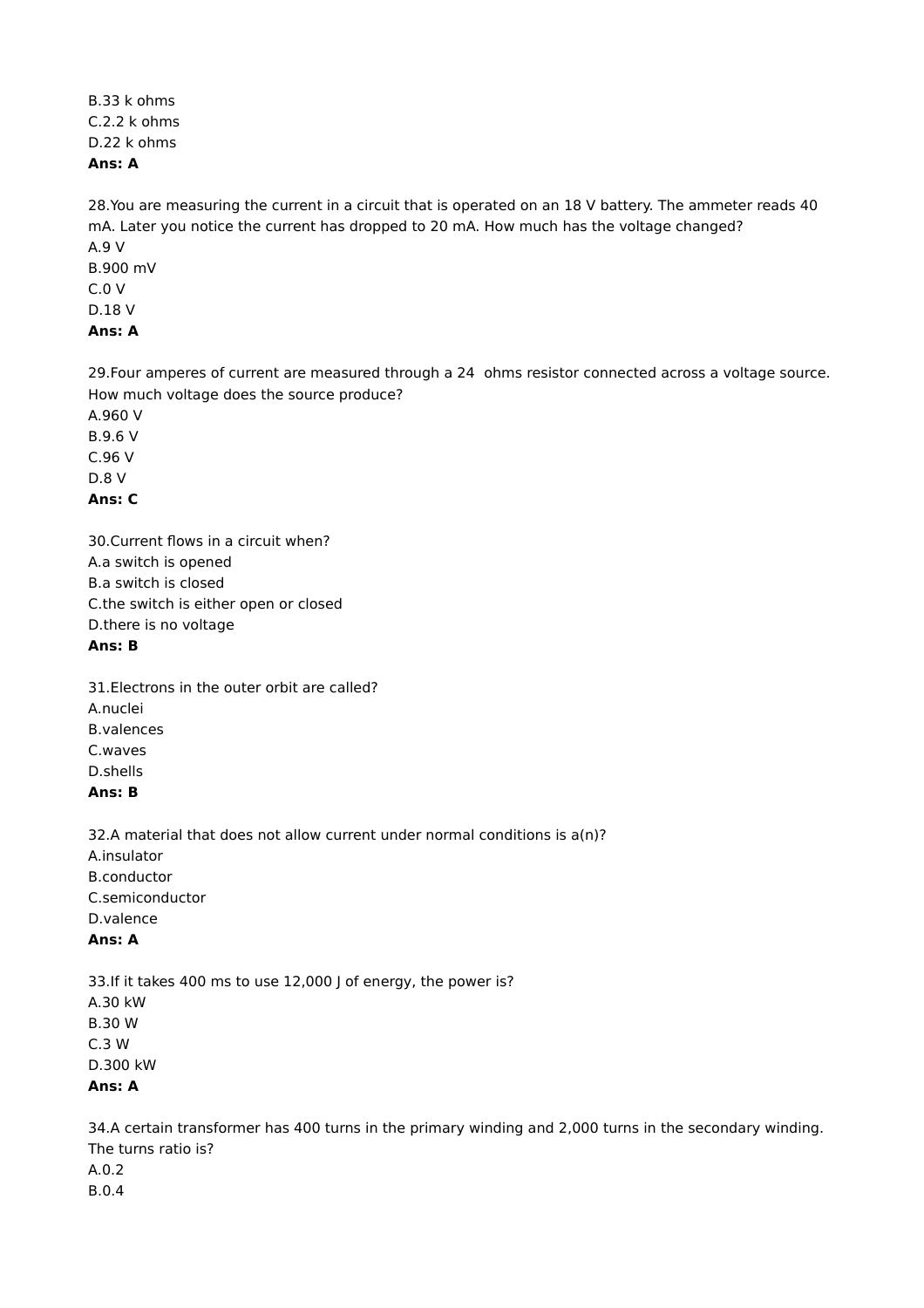B.33 k ohms
C.2.2 k ohms
D.22 k ohms
**Ans: A**

28.You are measuring the current in a circuit that is operated on an 18 V battery. The ammeter reads 40 mA. Later you notice the current has dropped to 20 mA. How much has the voltage changed?
A.9 V
B.900 mV
C.0 V
D.18 V
**Ans: A**

29.Four amperes of current are measured through a 24 ohms resistor connected across a voltage source. How much voltage does the source produce?
A.960 V
B.9.6 V
C.96 V
D.8 V
**Ans: C**

30.Current flows in a circuit when?
A.a switch is opened
B.a switch is closed
C.the switch is either open or closed
D.there is no voltage
**Ans: B**

31.Electrons in the outer orbit are called?
A.nuclei
B.valences
C.waves
D.shells
**Ans: B**

32.A material that does not allow current under normal conditions is a(n)?
A.insulator
B.conductor
C.semiconductor
D.valence
**Ans: A**

33.If it takes 400 ms to use 12,000 J of energy, the power is?
A.30 kW
B.30 W
C.3 W
D.300 kW
**Ans: A**

34.A certain transformer has 400 turns in the primary winding and 2,000 turns in the secondary winding. The turns ratio is?
A.0.2
B.0.4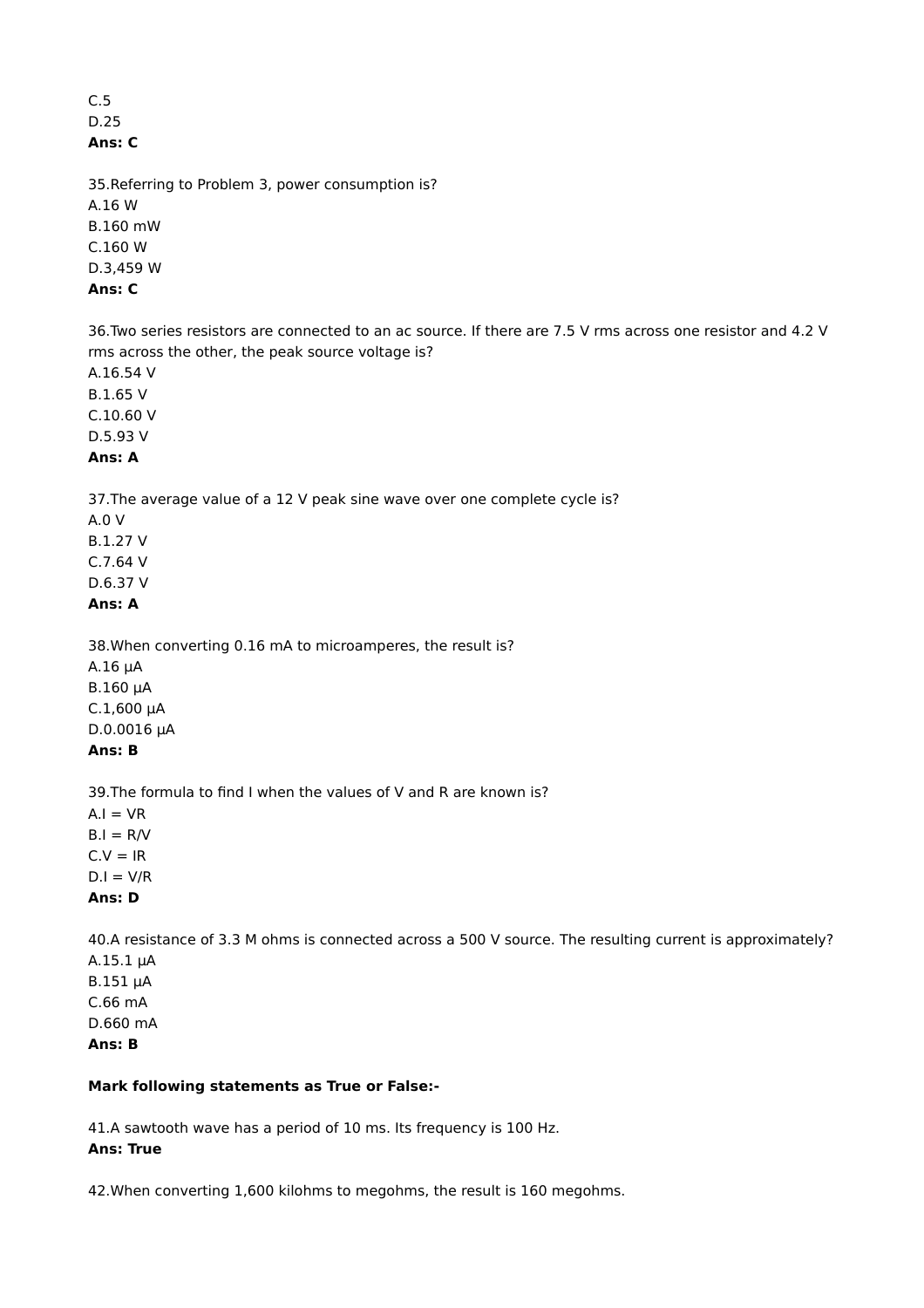C.5  
D.25  
**Ans: C**

35.Referring to Problem 3, power consumption is?  
A.16 W  
B.160 mW  
C.160 W  
D.3,459 W  
**Ans: C**

36.Two series resistors are connected to an ac source. If there are 7.5 V rms across one resistor and 4.2 V rms across the other, the peak source voltage is?  
A.16.54 V  
B.1.65 V  
C.10.60 V  
D.5.93 V  
**Ans: A**

37.The average value of a 12 V peak sine wave over one complete cycle is?  
A.0 V  
B.1.27 V  
C.7.64 V  
D.6.37 V  
**Ans: A**

38.When converting 0.16 mA to microamperes, the result is?  
A.16 µA  
B.160 µA  
C.1,600 µA  
D.0.0016 µA  
**Ans: B**

39.The formula to find I when the values of V and R are known is?  
A.I = VR  
B.I = R/V  
C.V = IR  
D.I = V/R  
**Ans: D**

40.A resistance of 3.3 M ohms is connected across a 500 V source. The resulting current is approximately?  
A.15.1 µA  
B.151 µA  
C.66 mA  
D.660 mA  
**Ans: B**

**Mark following statements as True or False:-**

41.A sawtooth wave has a period of 10 ms. Its frequency is 100 Hz.  
**Ans: True**

42.When converting 1,600 kilohms to megohms, the result is 160 megohms.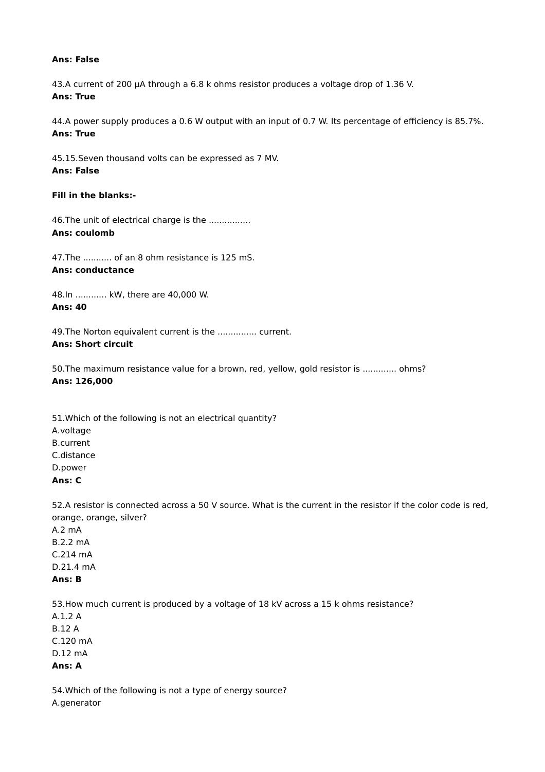**Ans: False**

43.A current of 200 μA through a 6.8 k ohms resistor produces a voltage drop of 1.36 V.
**Ans: True**

44.A power supply produces a 0.6 W output with an input of 0.7 W. Its percentage of efficiency is 85.7%.
**Ans: True**

45.15.Seven thousand volts can be expressed as 7 MV.
**Ans: False**

**Fill in the blanks:-**

46.The unit of electrical charge is the ................
**Ans: coulomb**

47.The ........... of an 8 ohm resistance is 125 mS.
**Ans: conductance**

48.In ............ kW, there are 40,000 W.
**Ans: 40**

49.The Norton equivalent current is the ............... current.
**Ans: Short circuit**

50.The maximum resistance value for a brown, red, yellow, gold resistor is ............ ohms?
**Ans: 126,000**

51.Which of the following is not an electrical quantity?
A.voltage
B.current
C.distance
D.power
**Ans: C**

52.A resistor is connected across a 50 V source. What is the current in the resistor if the color code is red, orange, orange, silver?
A.2 mA
B.2.2 mA
C.214 mA
D.21.4 mA
**Ans: B**

53.How much current is produced by a voltage of 18 kV across a 15 k ohms resistance?
A.1.2 A
B.12 A
C.120 mA
D.12 mA
**Ans: A**

54.Which of the following is not a type of energy source?
A.generator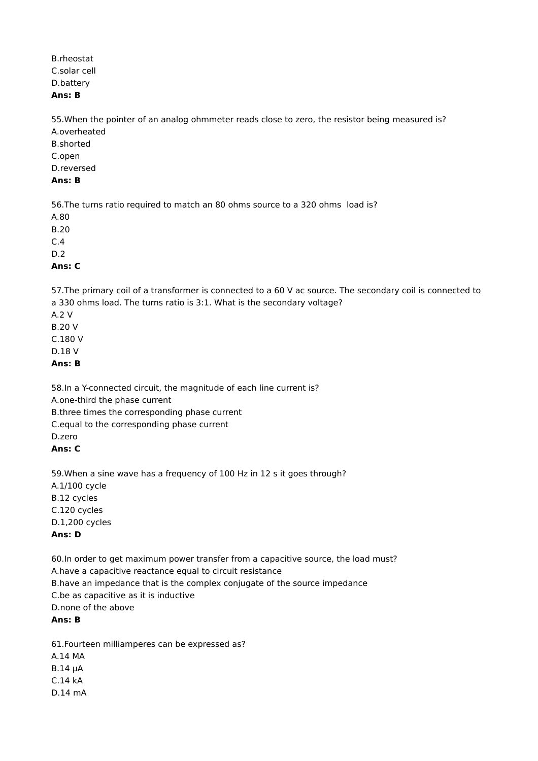B.rheostat
C.solar cell
D.battery
**Ans: B**

55.When the pointer of an analog ohmmeter reads close to zero, the resistor being measured is?
A.overheated
B.shorted
C.open
D.reversed
**Ans: B**

56.The turns ratio required to match an 80 ohms source to a 320 ohms load is?
A.80
B.20
C.4
D.2
**Ans: C**

57.The primary coil of a transformer is connected to a 60 V ac source. The secondary coil is connected to a 330 ohms load. The turns ratio is 3:1. What is the secondary voltage?
A.2 V
B.20 V
C.180 V
D.18 V
**Ans: B**

58.In a Y-connected circuit, the magnitude of each line current is?
A.one-third the phase current
B.three times the corresponding phase current
C.equal to the corresponding phase current
D.zero
**Ans: C**

59.When a sine wave has a frequency of 100 Hz in 12 s it goes through?
A.1/100 cycle
B.12 cycles
C.120 cycles
D.1,200 cycles
**Ans: D**

60.In order to get maximum power transfer from a capacitive source, the load must?
A.have a capacitive reactance equal to circuit resistance
B.have an impedance that is the complex conjugate of the source impedance
C.be as capacitive as it is inductive
D.none of the above
**Ans: B**

61.Fourteen milliamperes can be expressed as?
A.14 MA
B.14 µA
C.14 kA
D.14 mA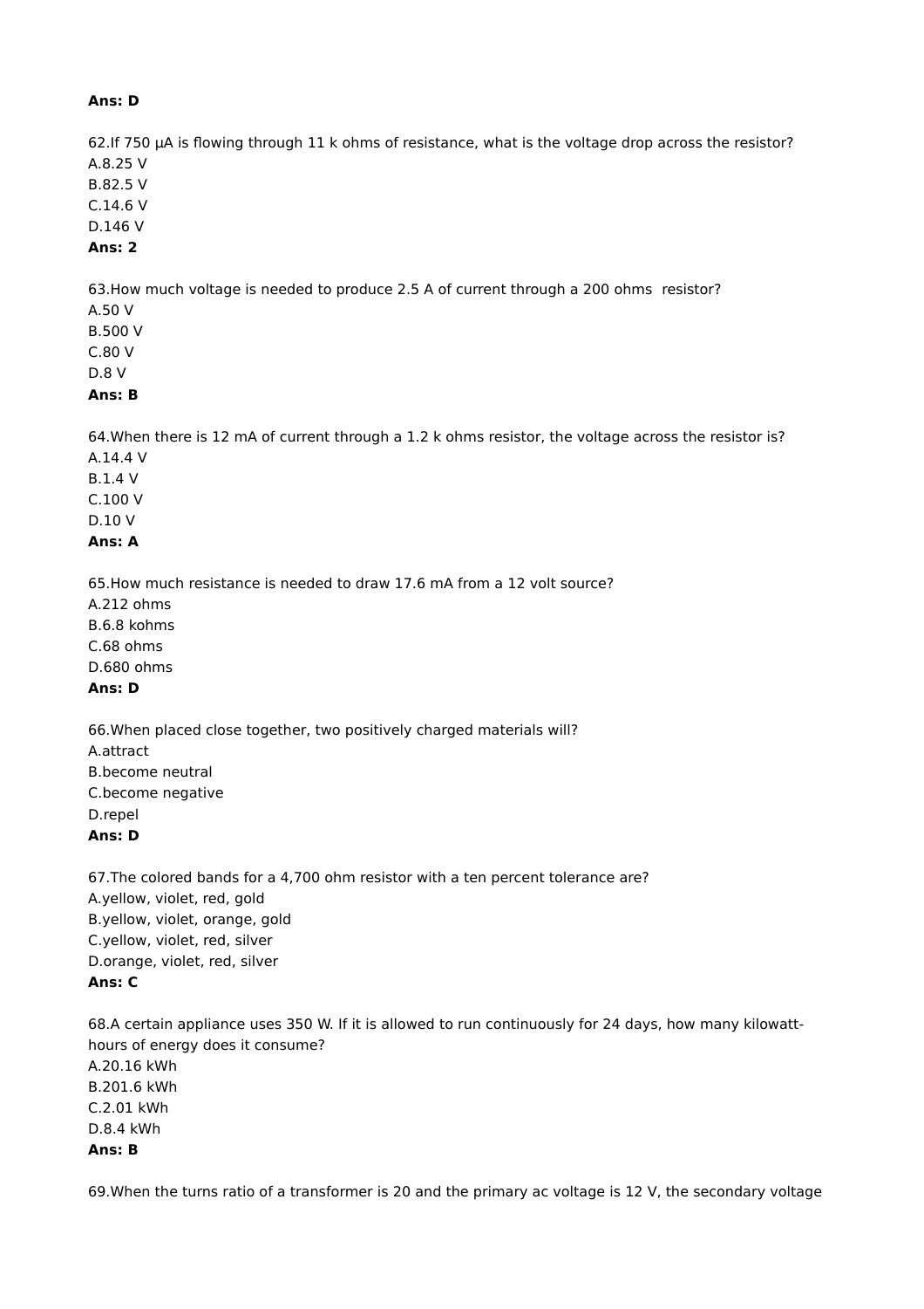**Ans: D**

62.If 750 μA is flowing through 11 k ohms of resistance, what is the voltage drop across the resistor?
A.8.25 V
B.82.5 V
C.14.6 V
D.146 V
**Ans: 2**

63.How much voltage is needed to produce 2.5 A of current through a 200 ohms resistor?
A.50 V
B.500 V
C.80 V
D.8 V
**Ans: B**

64.When there is 12 mA of current through a 1.2 k ohms resistor, the voltage across the resistor is?
A.14.4 V
B.1.4 V
C.100 V
D.10 V
**Ans: A**

65.How much resistance is needed to draw 17.6 mA from a 12 volt source?
A.212 ohms
B.6.8 kohms
C.68 ohms
D.680 ohms
**Ans: D**

66.When placed close together, two positively charged materials will?
A.attract
B.become neutral
C.become negative
D.repel
**Ans: D**

67.The colored bands for a 4,700 ohm resistor with a ten percent tolerance are?
A.yellow, violet, red, gold
B.yellow, violet, orange, gold
C.yellow, violet, red, silver
D.orange, violet, red, silver
**Ans: C**

68.A certain appliance uses 350 W. If it is allowed to run continuously for 24 days, how many kilowatt-hours of energy does it consume?
A.20.16 kWh
B.201.6 kWh
C.2.01 kWh
D.8.4 kWh
**Ans: B**

69.When the turns ratio of a transformer is 20 and the primary ac voltage is 12 V, the secondary voltage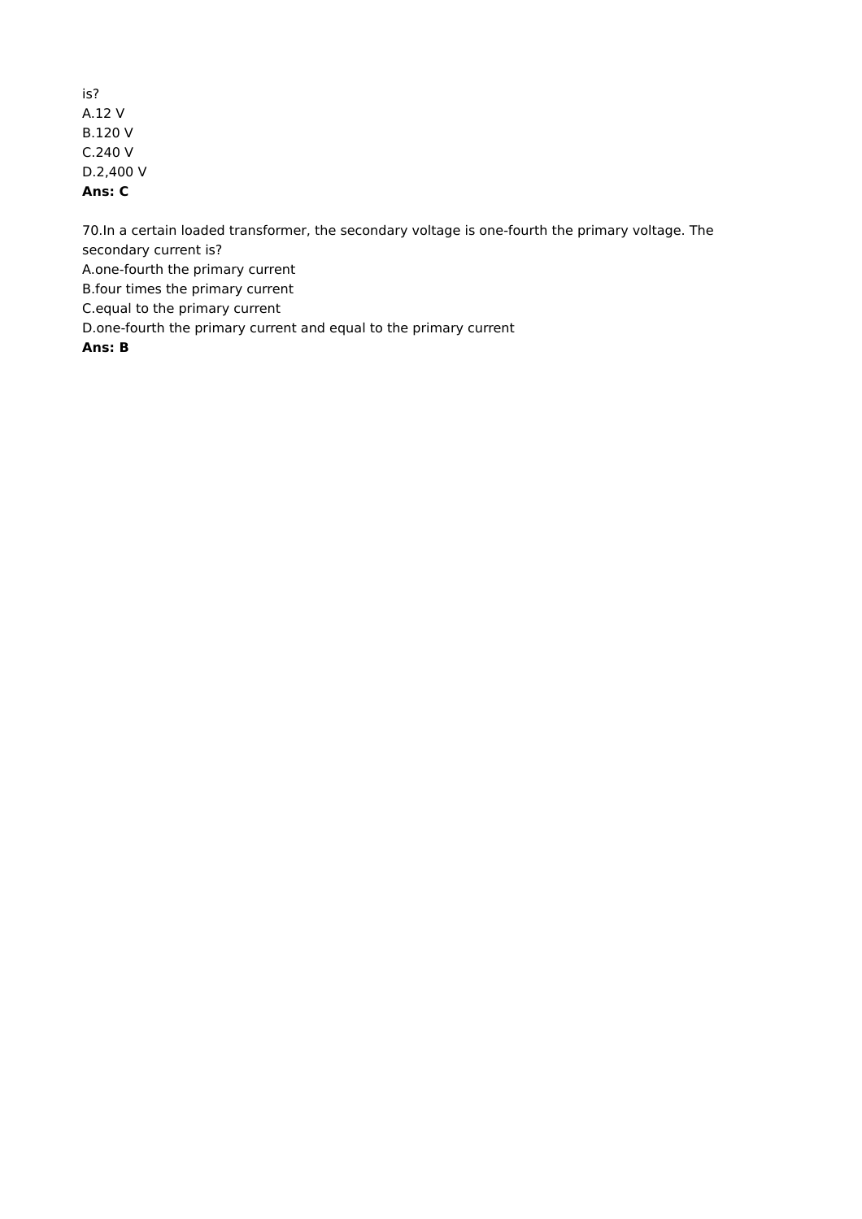is?
A.12 V
B.120 V
C.240 V
D.2,400 V
**Ans: C**

70.In a certain loaded transformer, the secondary voltage is one-fourth the primary voltage. The secondary current is?
A.one-fourth the primary current
B.four times the primary current
C.equal to the primary current
D.one-fourth the primary current and equal to the primary current
**Ans: B**